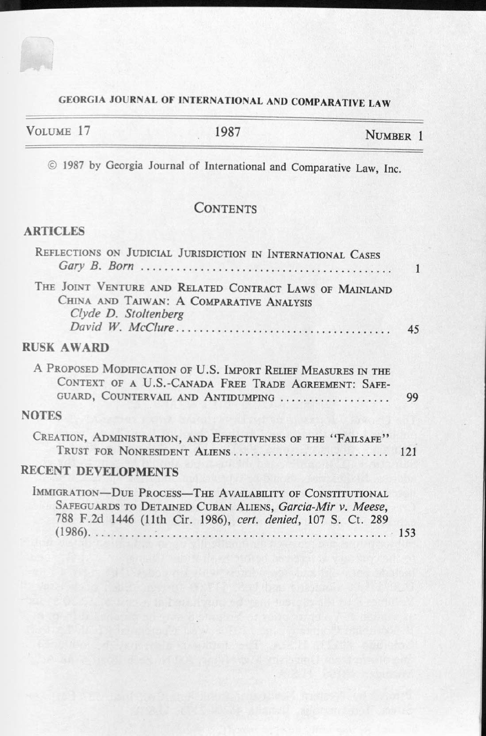GEORGIA JOURNAL OF INTERNATIONAL AND COMPARATIVE LAW

VOLUME 17 — 1987 — NUMBER 1

© 1987 by Georgia Journal of International and Comparative Law, Inc.

# CONTENTS

## ARTICLES

REFLECTIONS ON JUDICIAL JURISDICTION IN INTERNATIONAL CASES
*Gary B. Born* .......... 1

THE JOINT VENTURE AND RELATED CONTRACT LAWS OF MAINLAND CHINA AND TAIWAN: A COMPARATIVE ANALYSIS
*Clyde D. Stoltenberg*
*David W. McClure* .......... 45

## RUSK AWARD

A PROPOSED MODIFICATION OF U.S. IMPORT RELIEF MEASURES IN THE CONTEXT OF A U.S.-CANADA FREE TRADE AGREEMENT: SAFEGUARD, COUNTERVAIL AND ANTIDUMPING .......... 99

## NOTES

CREATION, ADMINISTRATION, AND EFFECTIVENESS OF THE "FAILSAFE" TRUST FOR NONRESIDENT ALIENS .......... 121

## RECENT DEVELOPMENTS

IMMIGRATION—DUE PROCESS—THE AVAILABILITY OF CONSTITUTIONAL SAFEGUARDS TO DETAINED CUBAN ALIENS, *Garcia-Mir v. Meese*, 788 F.2d 1446 (11th Cir. 1986), *cert. denied*, 107 S. Ct. 289 (1986). .......... 153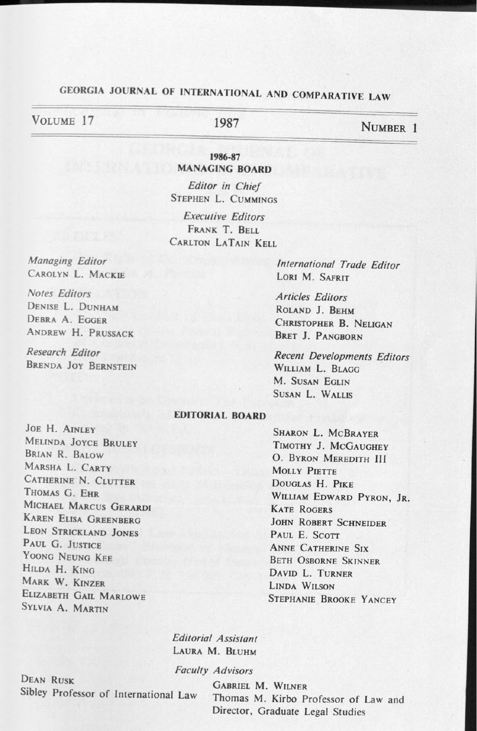# GEORGIA JOURNAL OF INTERNATIONAL AND COMPARATIVE LAW

VOLUME 17 — 1987 — NUMBER 1

## 1986-87 MANAGING BOARD

*Editor in Chief*
STEPHEN L. CUMMINGS

*Executive Editors*
FRANK T. BELL
CARLTON LATAIN KELL

*Managing Editor*
CAROLYN L. MACKIE

*Notes Editors*
DENISE L. DUNHAM
DEBRA A. EGGER
ANDREW H. PRUSSACK

*Research Editor*
BRENDA JOY BERNSTEIN

*International Trade Editor*
LORI M. SAFRIT

*Articles Editors*
ROLAND J. BEHM
CHRISTOPHER B. NELIGAN
BRET J. PANGBORN

*Recent Developments Editors*
WILLIAM L. BLAGG
M. SUSAN EGLIN
SUSAN L. WALLIS

## EDITORIAL BOARD

JOE H. AINLEY
MELINDA JOYCE BRULEY
BRIAN R. BALOW
MARSHA L. CARTY
CATHERINE N. CLUTTER
THOMAS G. EHR
MICHAEL MARCUS GERARDI
KAREN ELISA GREENBERG
LEON STRICKLAND JONES
PAUL G. JUSTICE
YOONG NEUNG KEE
HILDA H. KING
MARK W. KINZER
ELIZABETH GAIL MARLOWE
SYLVIA A. MARTIN
SHARON L. MCBRAYER
TIMOTHY J. MCGAUGHEY
O. BYRON MEREDITH III
MOLLY PIETTE
DOUGLAS H. PIKE
WILLIAM EDWARD PYRON, JR.
KATE ROGERS
JOHN ROBERT SCHNEIDER
PAUL E. SCOTT
ANNE CATHERINE SIX
BETH OSBORNE SKINNER
DAVID L. TURNER
LINDA WILSON
STEPHANIE BROOKE YANCEY

*Editorial Assistant*
LAURA M. BLUHM

*Faculty Advisors*

DEAN RUSK
Sibley Professor of International Law

GABRIEL M. WILNER
Thomas M. Kirbo Professor of Law and Director, Graduate Legal Studies